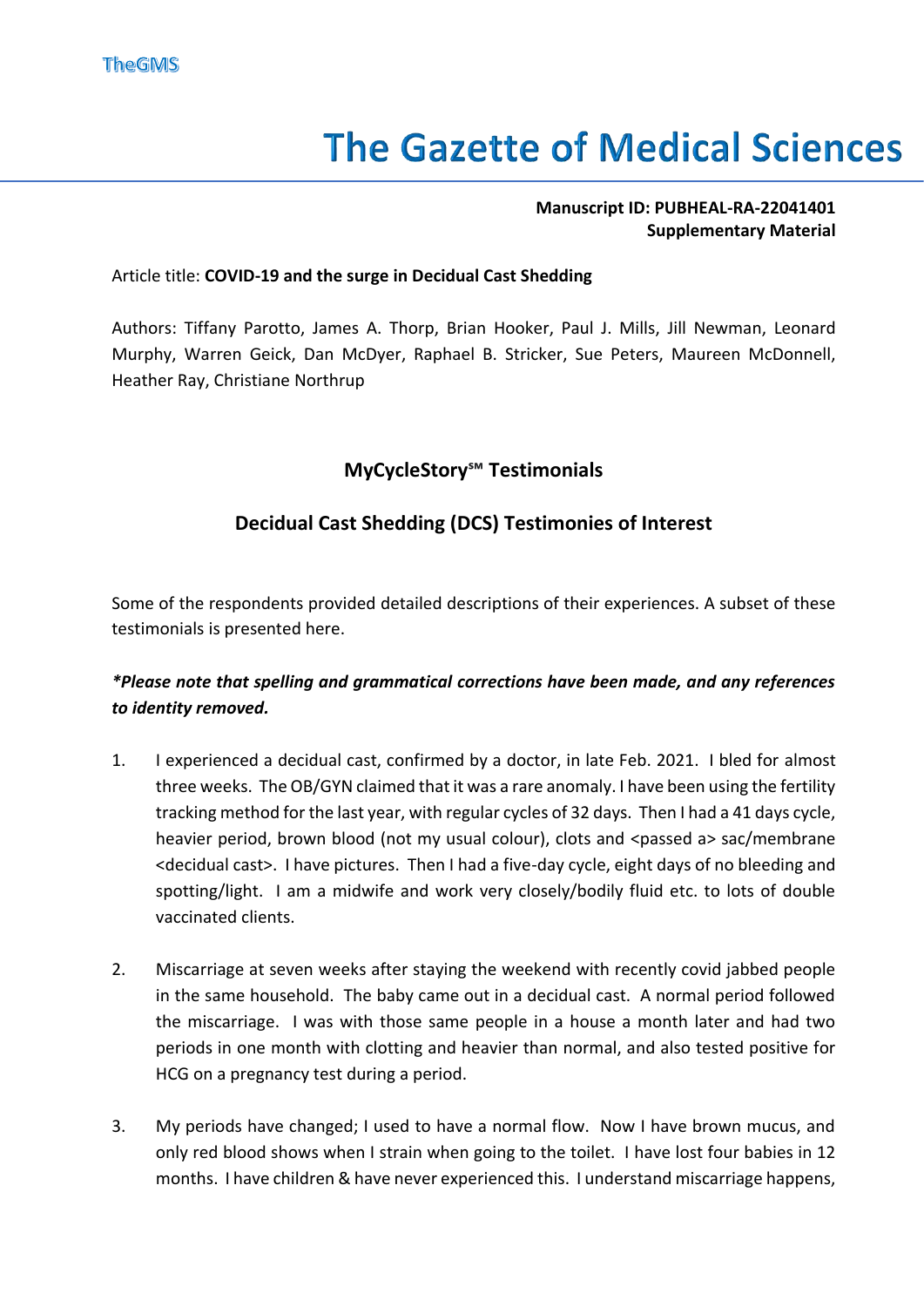# The Gazette of Medical Sciences

**Manuscript ID: PUBHEAL-RA-22041401**
**Supplementary Material**

Article title: **COVID-19 and the surge in Decidual Cast Shedding**

Authors: Tiffany Parotto, James A. Thorp, Brian Hooker, Paul J. Mills, Jill Newman, Leonard Murphy, Warren Geick, Dan McDyer, Raphael B. Stricker, Sue Peters, Maureen McDonnell, Heather Ray, Christiane Northrup

## MyCycleStory℠ Testimonials

## Decidual Cast Shedding (DCS) Testimonies of Interest

Some of the respondents provided detailed descriptions of their experiences. A subset of these testimonials is presented here.

***Please note that spelling and grammatical corrections have been made, and any references to identity removed.***

1. I experienced a decidual cast, confirmed by a doctor, in late Feb. 2021. I bled for almost three weeks. The OB/GYN claimed that it was a rare anomaly. I have been using the fertility tracking method for the last year, with regular cycles of 32 days. Then I had a 41 days cycle, heavier period, brown blood (not my usual colour), clots and <passed a> sac/membrane <decidual cast>. I have pictures. Then I had a five-day cycle, eight days of no bleeding and spotting/light. I am a midwife and work very closely/bodily fluid etc. to lots of double vaccinated clients.

2. Miscarriage at seven weeks after staying the weekend with recently covid jabbed people in the same household. The baby came out in a decidual cast. A normal period followed the miscarriage. I was with those same people in a house a month later and had two periods in one month with clotting and heavier than normal, and also tested positive for HCG on a pregnancy test during a period.

3. My periods have changed; I used to have a normal flow. Now I have brown mucus, and only red blood shows when I strain when going to the toilet. I have lost four babies in 12 months. I have children & have never experienced this. I understand miscarriage happens,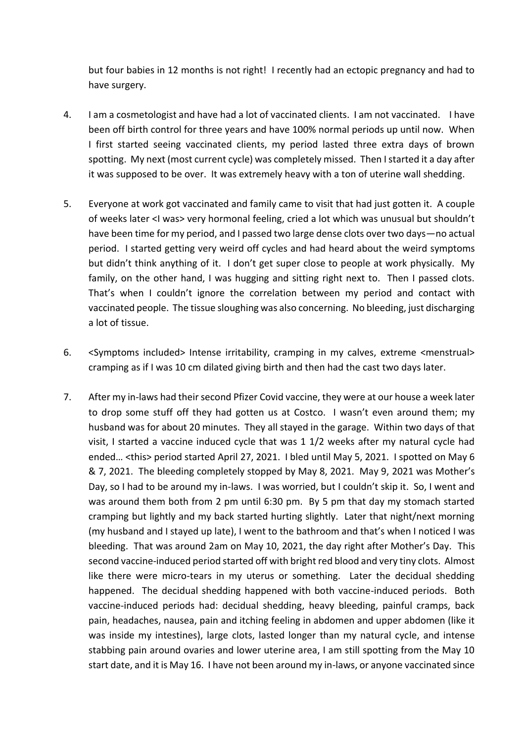but four babies in 12 months is not right! I recently had an ectopic pregnancy and had to have surgery.

4. I am a cosmetologist and have had a lot of vaccinated clients. I am not vaccinated. I have been off birth control for three years and have 100% normal periods up until now. When I first started seeing vaccinated clients, my period lasted three extra days of brown spotting. My next (most current cycle) was completely missed. Then I started it a day after it was supposed to be over. It was extremely heavy with a ton of uterine wall shedding.

5. Everyone at work got vaccinated and family came to visit that had just gotten it. A couple of weeks later <I was> very hormonal feeling, cried a lot which was unusual but shouldn't have been time for my period, and I passed two large dense clots over two days—no actual period. I started getting very weird off cycles and had heard about the weird symptoms but didn't think anything of it. I don't get super close to people at work physically. My family, on the other hand, I was hugging and sitting right next to. Then I passed clots. That's when I couldn't ignore the correlation between my period and contact with vaccinated people. The tissue sloughing was also concerning. No bleeding, just discharging a lot of tissue.

6. <Symptoms included> Intense irritability, cramping in my calves, extreme <menstrual> cramping as if I was 10 cm dilated giving birth and then had the cast two days later.

7. After my in-laws had their second Pfizer Covid vaccine, they were at our house a week later to drop some stuff off they had gotten us at Costco. I wasn't even around them; my husband was for about 20 minutes. They all stayed in the garage. Within two days of that visit, I started a vaccine induced cycle that was 1 1/2 weeks after my natural cycle had ended… <this> period started April 27, 2021. I bled until May 5, 2021. I spotted on May 6 & 7, 2021. The bleeding completely stopped by May 8, 2021. May 9, 2021 was Mother's Day, so I had to be around my in-laws. I was worried, but I couldn't skip it. So, I went and was around them both from 2 pm until 6:30 pm. By 5 pm that day my stomach started cramping but lightly and my back started hurting slightly. Later that night/next morning (my husband and I stayed up late), I went to the bathroom and that's when I noticed I was bleeding. That was around 2am on May 10, 2021, the day right after Mother's Day. This second vaccine-induced period started off with bright red blood and very tiny clots. Almost like there were micro-tears in my uterus or something. Later the decidual shedding happened. The decidual shedding happened with both vaccine-induced periods. Both vaccine-induced periods had: decidual shedding, heavy bleeding, painful cramps, back pain, headaches, nausea, pain and itching feeling in abdomen and upper abdomen (like it was inside my intestines), large clots, lasted longer than my natural cycle, and intense stabbing pain around ovaries and lower uterine area, I am still spotting from the May 10 start date, and it is May 16. I have not been around my in-laws, or anyone vaccinated since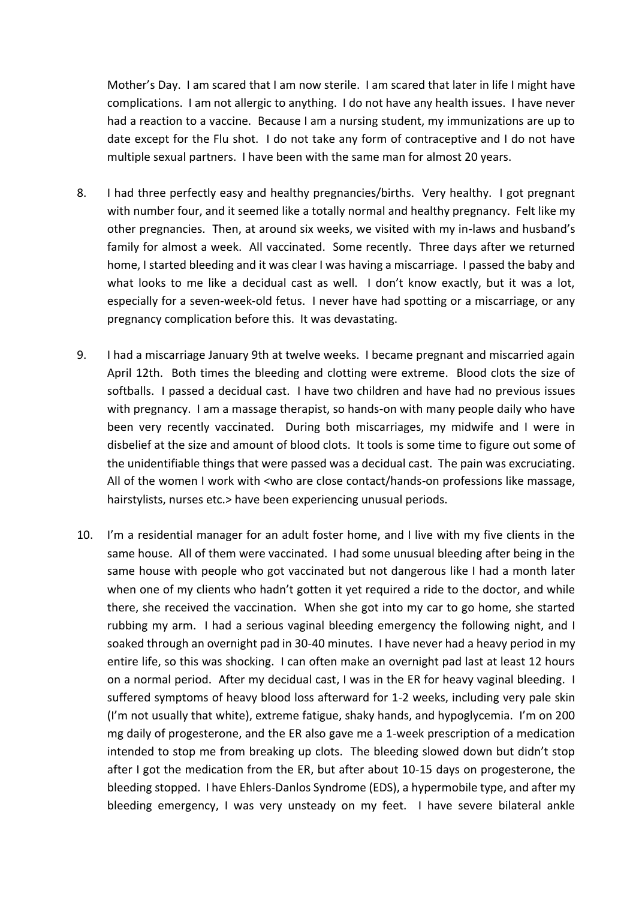Mother's Day. I am scared that I am now sterile. I am scared that later in life I might have complications. I am not allergic to anything. I do not have any health issues. I have never had a reaction to a vaccine. Because I am a nursing student, my immunizations are up to date except for the Flu shot. I do not take any form of contraceptive and I do not have multiple sexual partners. I have been with the same man for almost 20 years.

8. I had three perfectly easy and healthy pregnancies/births. Very healthy. I got pregnant with number four, and it seemed like a totally normal and healthy pregnancy. Felt like my other pregnancies. Then, at around six weeks, we visited with my in-laws and husband's family for almost a week. All vaccinated. Some recently. Three days after we returned home, I started bleeding and it was clear I was having a miscarriage. I passed the baby and what looks to me like a decidual cast as well. I don't know exactly, but it was a lot, especially for a seven-week-old fetus. I never have had spotting or a miscarriage, or any pregnancy complication before this. It was devastating.

9. I had a miscarriage January 9th at twelve weeks. I became pregnant and miscarried again April 12th. Both times the bleeding and clotting were extreme. Blood clots the size of softballs. I passed a decidual cast. I have two children and have had no previous issues with pregnancy. I am a massage therapist, so hands-on with many people daily who have been very recently vaccinated. During both miscarriages, my midwife and I were in disbelief at the size and amount of blood clots. It tools is some time to figure out some of the unidentifiable things that were passed was a decidual cast. The pain was excruciating. All of the women I work with <who are close contact/hands-on professions like massage, hairstylists, nurses etc.> have been experiencing unusual periods.

10. I'm a residential manager for an adult foster home, and I live with my five clients in the same house. All of them were vaccinated. I had some unusual bleeding after being in the same house with people who got vaccinated but not dangerous like I had a month later when one of my clients who hadn't gotten it yet required a ride to the doctor, and while there, she received the vaccination. When she got into my car to go home, she started rubbing my arm. I had a serious vaginal bleeding emergency the following night, and I soaked through an overnight pad in 30-40 minutes. I have never had a heavy period in my entire life, so this was shocking. I can often make an overnight pad last at least 12 hours on a normal period. After my decidual cast, I was in the ER for heavy vaginal bleeding. I suffered symptoms of heavy blood loss afterward for 1-2 weeks, including very pale skin (I'm not usually that white), extreme fatigue, shaky hands, and hypoglycemia. I'm on 200 mg daily of progesterone, and the ER also gave me a 1-week prescription of a medication intended to stop me from breaking up clots. The bleeding slowed down but didn't stop after I got the medication from the ER, but after about 10-15 days on progesterone, the bleeding stopped. I have Ehlers-Danlos Syndrome (EDS), a hypermobile type, and after my bleeding emergency, I was very unsteady on my feet. I have severe bilateral ankle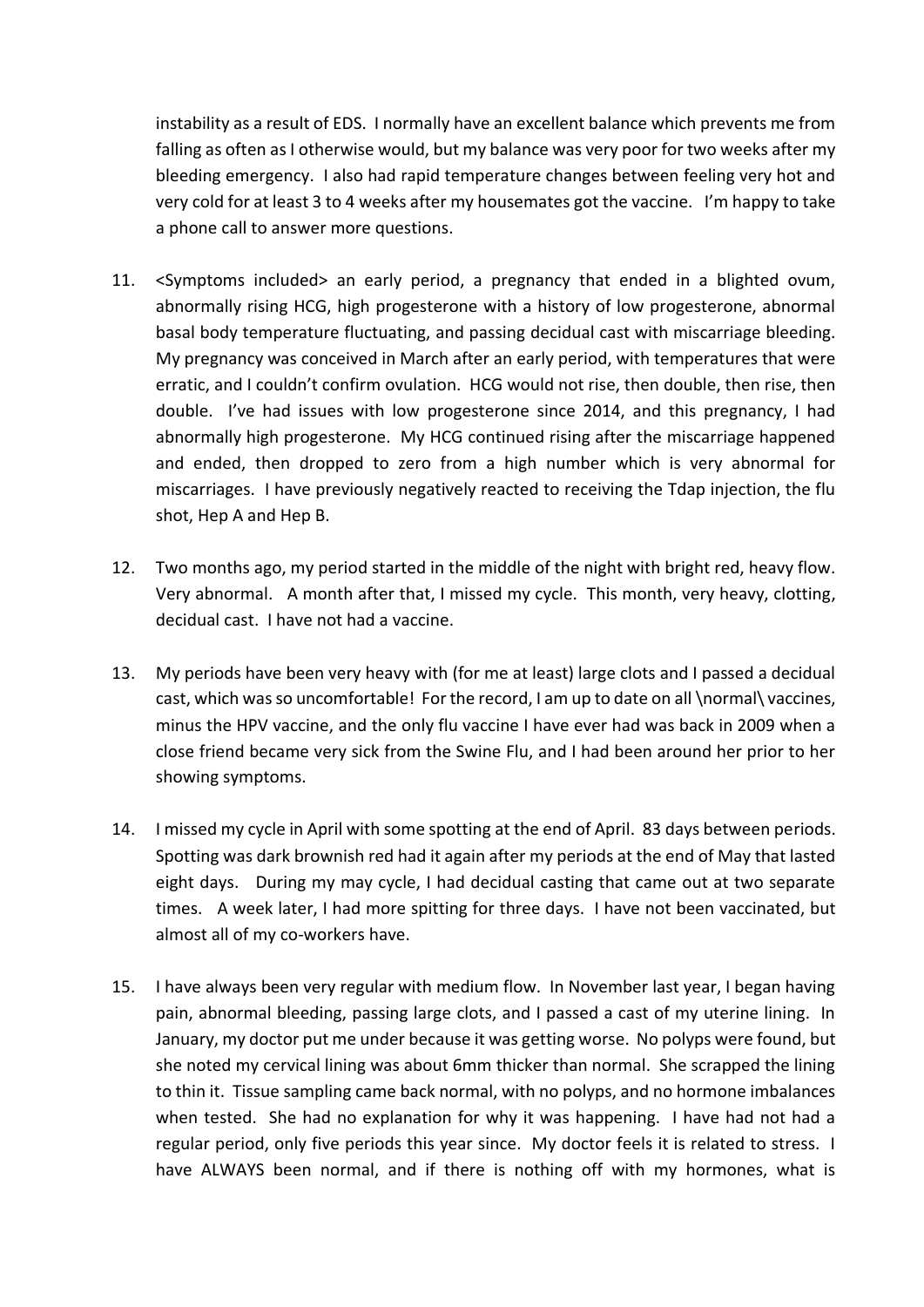instability as a result of EDS. I normally have an excellent balance which prevents me from falling as often as I otherwise would, but my balance was very poor for two weeks after my bleeding emergency. I also had rapid temperature changes between feeling very hot and very cold for at least 3 to 4 weeks after my housemates got the vaccine. I'm happy to take a phone call to answer more questions.

11. <Symptoms included> an early period, a pregnancy that ended in a blighted ovum, abnormally rising HCG, high progesterone with a history of low progesterone, abnormal basal body temperature fluctuating, and passing decidual cast with miscarriage bleeding. My pregnancy was conceived in March after an early period, with temperatures that were erratic, and I couldn't confirm ovulation. HCG would not rise, then double, then rise, then double. I've had issues with low progesterone since 2014, and this pregnancy, I had abnormally high progesterone. My HCG continued rising after the miscarriage happened and ended, then dropped to zero from a high number which is very abnormal for miscarriages. I have previously negatively reacted to receiving the Tdap injection, the flu shot, Hep A and Hep B.

12. Two months ago, my period started in the middle of the night with bright red, heavy flow. Very abnormal. A month after that, I missed my cycle. This month, very heavy, clotting, decidual cast. I have not had a vaccine.

13. My periods have been very heavy with (for me at least) large clots and I passed a decidual cast, which was so uncomfortable! For the record, I am up to date on all \normal\ vaccines, minus the HPV vaccine, and the only flu vaccine I have ever had was back in 2009 when a close friend became very sick from the Swine Flu, and I had been around her prior to her showing symptoms.

14. I missed my cycle in April with some spotting at the end of April. 83 days between periods. Spotting was dark brownish red had it again after my periods at the end of May that lasted eight days. During my may cycle, I had decidual casting that came out at two separate times. A week later, I had more spitting for three days. I have not been vaccinated, but almost all of my co-workers have.

15. I have always been very regular with medium flow. In November last year, I began having pain, abnormal bleeding, passing large clots, and I passed a cast of my uterine lining. In January, my doctor put me under because it was getting worse. No polyps were found, but she noted my cervical lining was about 6mm thicker than normal. She scrapped the lining to thin it. Tissue sampling came back normal, with no polyps, and no hormone imbalances when tested. She had no explanation for why it was happening. I have had not had a regular period, only five periods this year since. My doctor feels it is related to stress. I have ALWAYS been normal, and if there is nothing off with my hormones, what is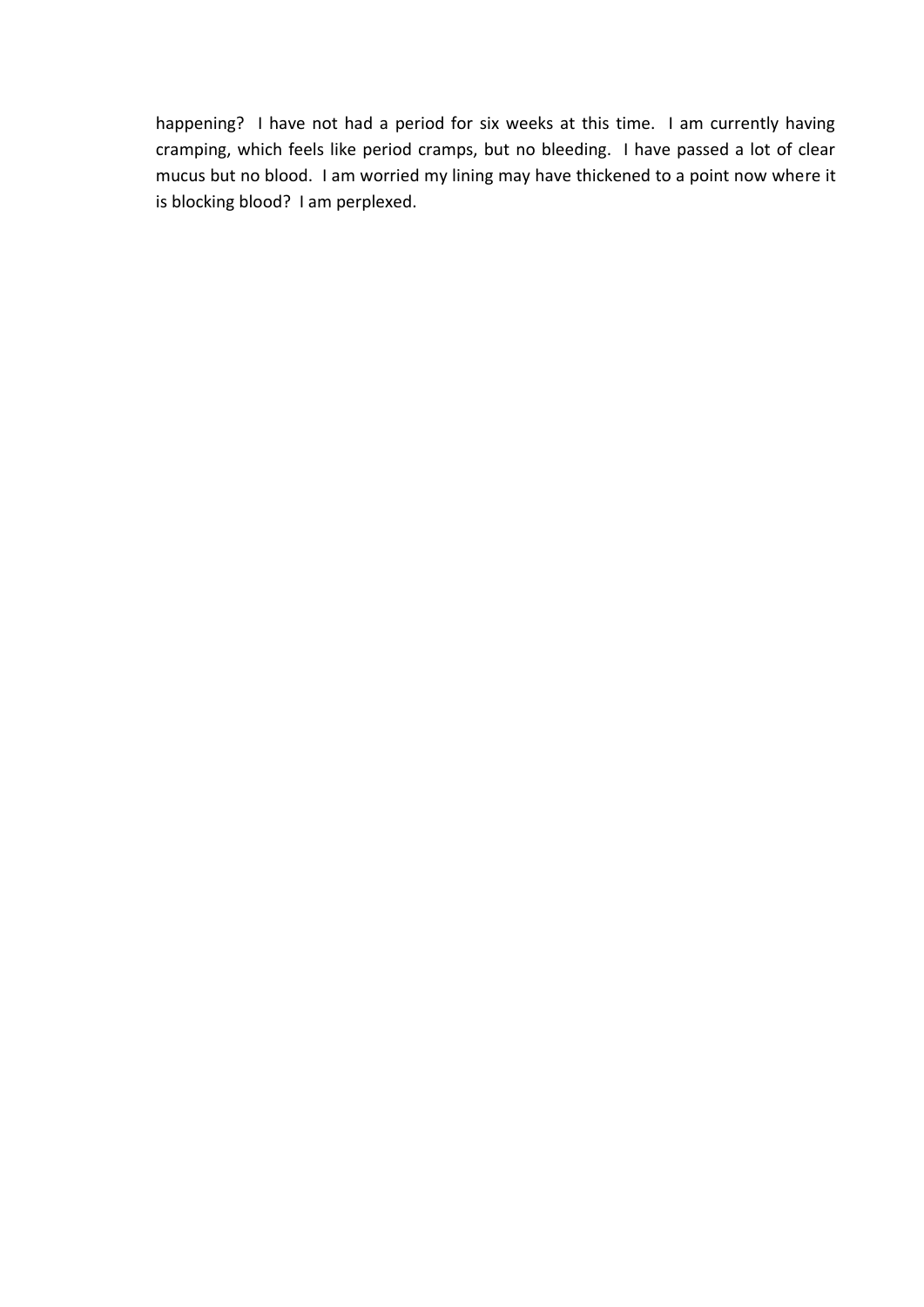happening? I have not had a period for six weeks at this time. I am currently having cramping, which feels like period cramps, but no bleeding. I have passed a lot of clear mucus but no blood. I am worried my lining may have thickened to a point now where it is blocking blood? I am perplexed.